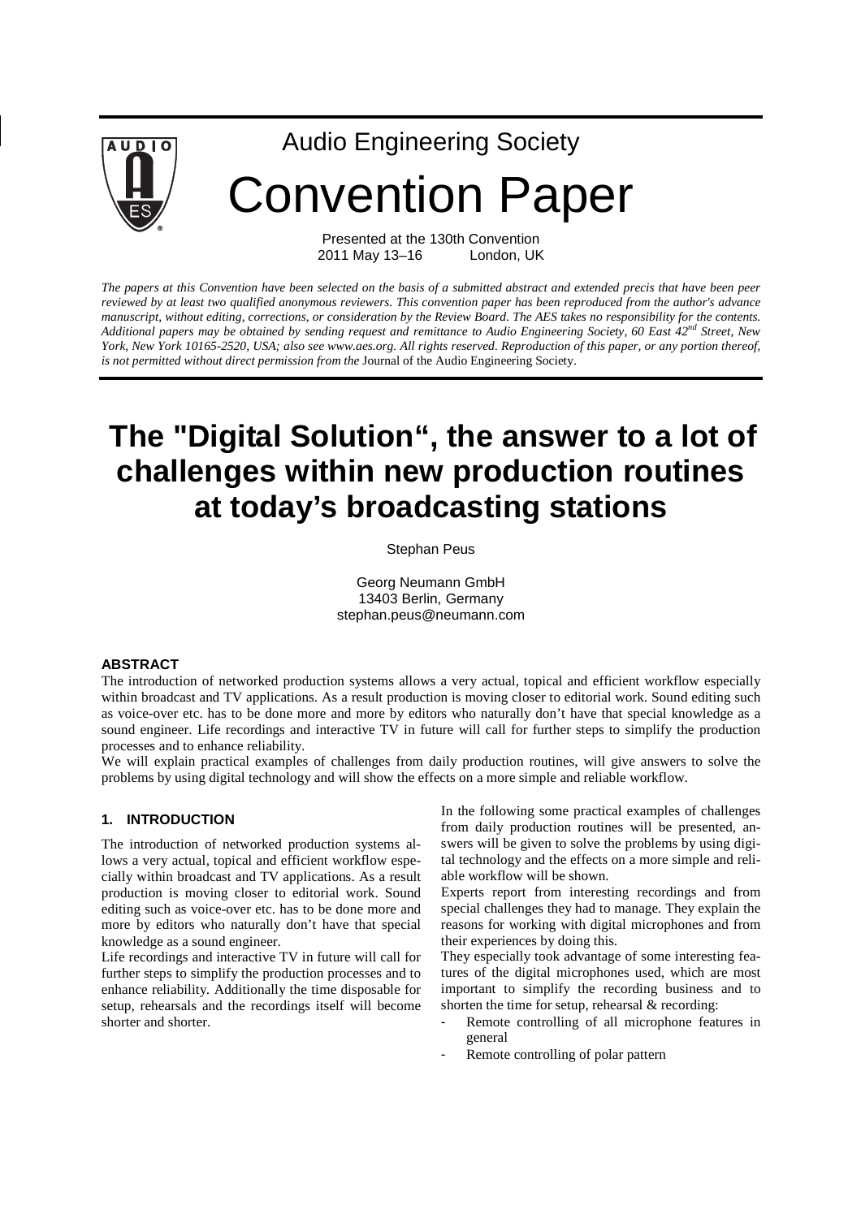Audio Engineering Society

# Convention Paper

Presented at the 130th Convention
2011 May 13–16 London, UK

*The papers at this Convention have been selected on the basis of a submitted abstract and extended precis that have been peer reviewed by at least two qualified anonymous reviewers. This convention paper has been reproduced from the author's advance manuscript, without editing, corrections, or consideration by the Review Board. The AES takes no responsibility for the contents. Additional papers may be obtained by sending request and remittance to Audio Engineering Society, 60 East 42nd Street, New York, New York 10165-2520, USA; also see www.aes.org. All rights reserved. Reproduction of this paper, or any portion thereof, is not permitted without direct permission from the* Journal of the Audio Engineering Society.

# The "Digital Solution“, the answer to a lot of challenges within new production routines at today's broadcasting stations

Stephan Peus

Georg Neumann GmbH
13403 Berlin, Germany
stephan.peus@neumann.com

## ABSTRACT

The introduction of networked production systems allows a very actual, topical and efficient workflow especially within broadcast and TV applications. As a result production is moving closer to editorial work. Sound editing such as voice-over etc. has to be done more and more by editors who naturally don't have that special knowledge as a sound engineer. Life recordings and interactive TV in future will call for further steps to simplify the production processes and to enhance reliability.

We will explain practical examples of challenges from daily production routines, will give answers to solve the problems by using digital technology and will show the effects on a more simple and reliable workflow.

## 1. INTRODUCTION

The introduction of networked production systems allows a very actual, topical and efficient workflow especially within broadcast and TV applications. As a result production is moving closer to editorial work. Sound editing such as voice-over etc. has to be done more and more by editors who naturally don't have that special knowledge as a sound engineer.

Life recordings and interactive TV in future will call for further steps to simplify the production processes and to enhance reliability. Additionally the time disposable for setup, rehearsals and the recordings itself will become shorter and shorter.

In the following some practical examples of challenges from daily production routines will be presented, answers will be given to solve the problems by using digital technology and the effects on a more simple and reliable workflow will be shown.

Experts report from interesting recordings and from special challenges they had to manage. They explain the reasons for working with digital microphones and from their experiences by doing this.

They especially took advantage of some interesting features of the digital microphones used, which are most important to simplify the recording business and to shorten the time for setup, rehearsal & recording:

- Remote controlling of all microphone features in general
- Remote controlling of polar pattern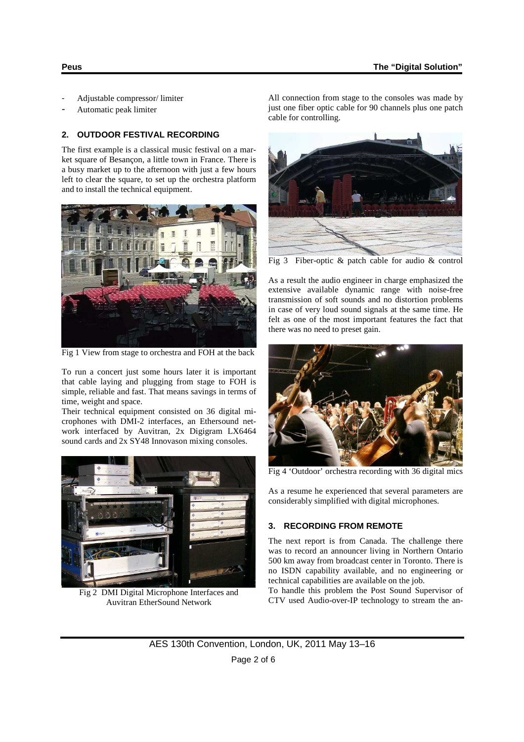- Adjustable compressor/ limiter
- Automatic peak limiter

## 2. OUTDOOR FESTIVAL RECORDING

The first example is a classical music festival on a market square of Besançon, a little town in France. There is a busy market up to the afternoon with just a few hours left to clear the square, to set up the orchestra platform and to install the technical equipment.

Fig 1 View from stage to orchestra and FOH at the back

To run a concert just some hours later it is important that cable laying and plugging from stage to FOH is simple, reliable and fast. That means savings in terms of time, weight and space.

Their technical equipment consisted on 36 digital microphones with DMI-2 interfaces, an Ethersound network interfaced by Auvitran, 2x Digigram LX6464 sound cards and 2x SY48 Innovason mixing consoles.

Fig 2 DMI Digital Microphone Interfaces and Auvitran EtherSound Network

All connection from stage to the consoles was made by just one fiber optic cable for 90 channels plus one patch cable for controlling.

Fig 3 Fiber-optic & patch cable for audio & control

As a result the audio engineer in charge emphasized the extensive available dynamic range with noise-free transmission of soft sounds and no distortion problems in case of very loud sound signals at the same time. He felt as one of the most important features the fact that there was no need to preset gain.

Fig 4 'Outdoor' orchestra recording with 36 digital mics

As a resume he experienced that several parameters are considerably simplified with digital microphones.

## 3. RECORDING FROM REMOTE

The next report is from Canada. The challenge there was to record an announcer living in Northern Ontario 500 km away from broadcast center in Toronto. There is no ISDN capability available, and no engineering or technical capabilities are available on the job.

To handle this problem the Post Sound Supervisor of CTV used Audio-over-IP technology to stream the an-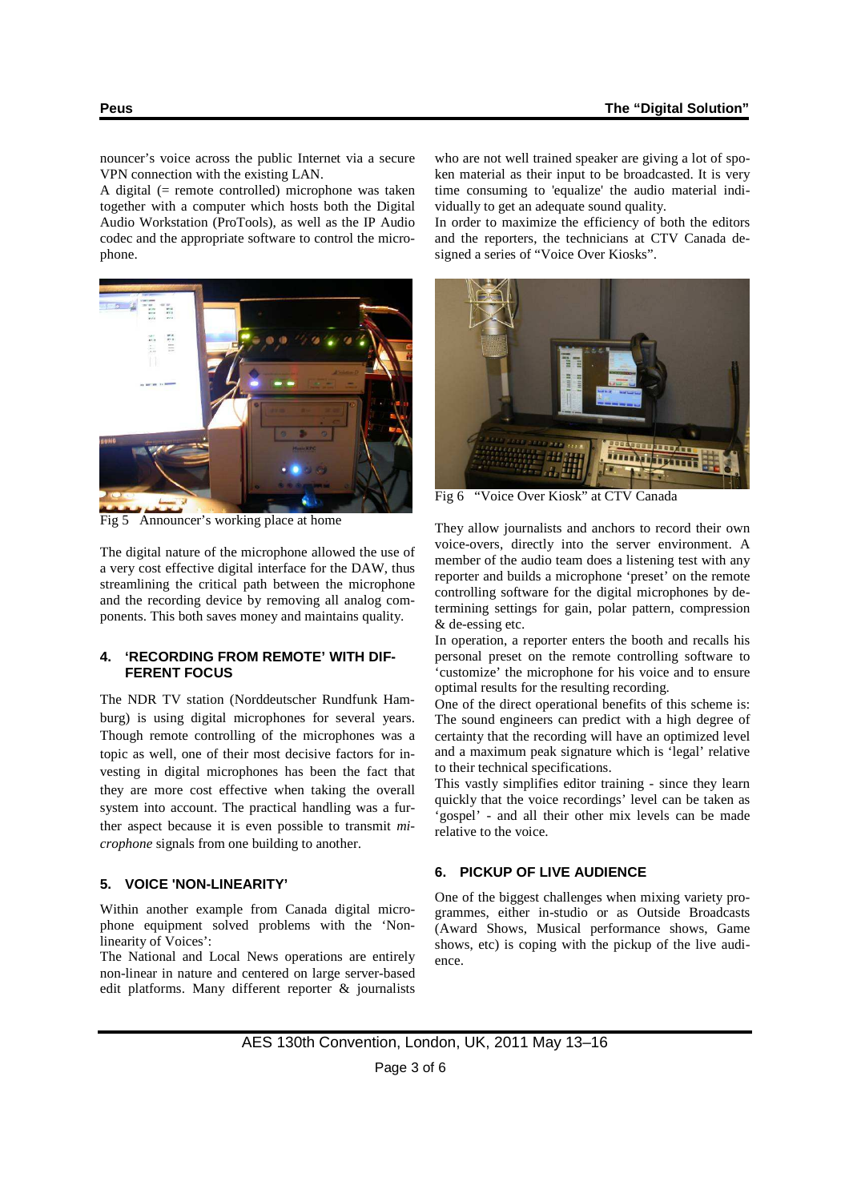nouncer's voice across the public Internet via a secure VPN connection with the existing LAN.

A digital (= remote controlled) microphone was taken together with a computer which hosts both the Digital Audio Workstation (ProTools), as well as the IP Audio codec and the appropriate software to control the microphone.

Fig 5 Announcer's working place at home

The digital nature of the microphone allowed the use of a very cost effective digital interface for the DAW, thus streamlining the critical path between the microphone and the recording device by removing all analog components. This both saves money and maintains quality.

## 4. 'RECORDING FROM REMOTE' WITH DIFFERENT FOCUS

The NDR TV station (Norddeutscher Rundfunk Hamburg) is using digital microphones for several years. Though remote controlling of the microphones was a topic as well, one of their most decisive factors for investing in digital microphones has been the fact that they are more cost effective when taking the overall system into account. The practical handling was a further aspect because it is even possible to transmit *microphone* signals from one building to another.

## 5. VOICE 'NON-LINEARITY'

Within another example from Canada digital microphone equipment solved problems with the 'Non-linearity of Voices':

The National and Local News operations are entirely non-linear in nature and centered on large server-based edit platforms. Many different reporter & journalists who are not well trained speaker are giving a lot of spoken material as their input to be broadcasted. It is very time consuming to 'equalize' the audio material individually to get an adequate sound quality.

In order to maximize the efficiency of both the editors and the reporters, the technicians at CTV Canada designed a series of "Voice Over Kiosks".

Fig 6 "Voice Over Kiosk" at CTV Canada

They allow journalists and anchors to record their own voice-overs, directly into the server environment. A member of the audio team does a listening test with any reporter and builds a microphone 'preset' on the remote controlling software for the digital microphones by determining settings for gain, polar pattern, compression & de-essing etc.

In operation, a reporter enters the booth and recalls his personal preset on the remote controlling software to 'customize' the microphone for his voice and to ensure optimal results for the resulting recording.

One of the direct operational benefits of this scheme is: The sound engineers can predict with a high degree of certainty that the recording will have an optimized level and a maximum peak signature which is 'legal' relative to their technical specifications.

This vastly simplifies editor training - since they learn quickly that the voice recordings' level can be taken as 'gospel' - and all their other mix levels can be made relative to the voice.

## 6. PICKUP OF LIVE AUDIENCE

One of the biggest challenges when mixing variety programmes, either in-studio or as Outside Broadcasts (Award Shows, Musical performance shows, Game shows, etc) is coping with the pickup of the live audience.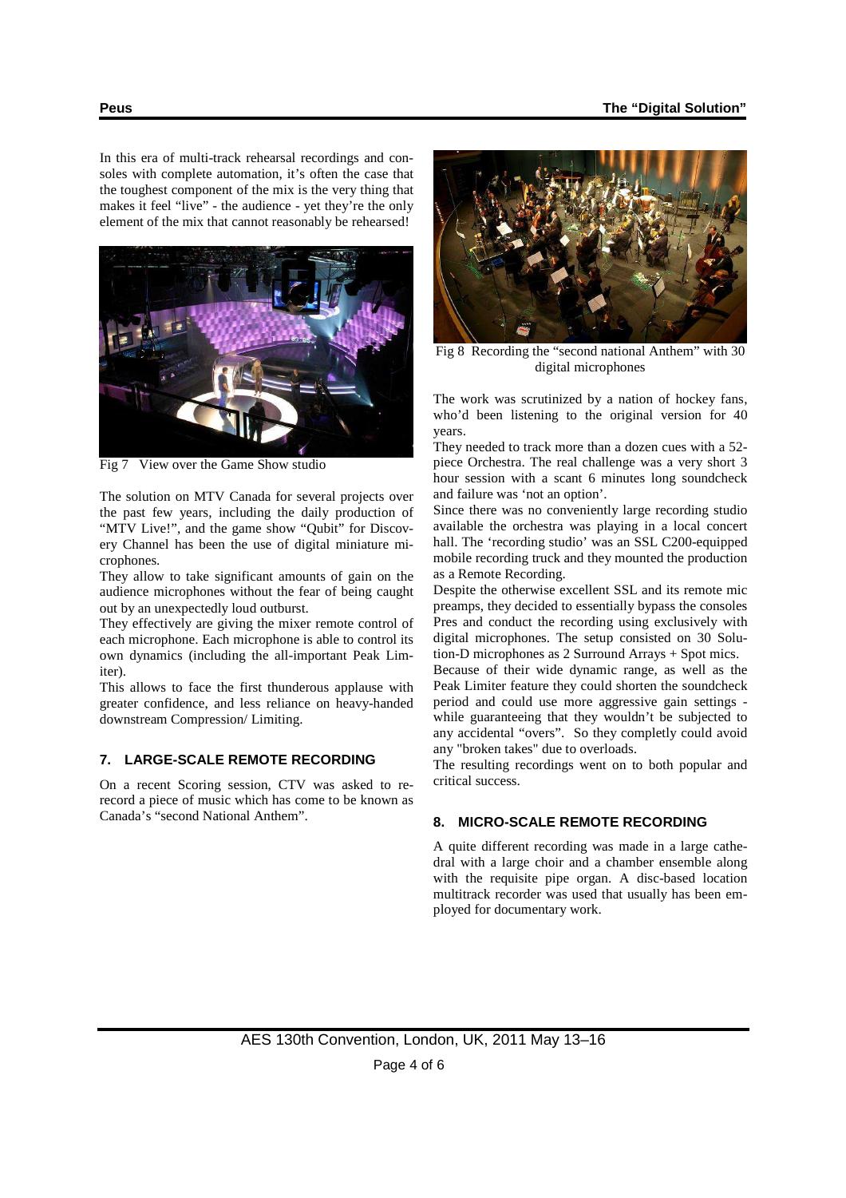In this era of multi-track rehearsal recordings and consoles with complete automation, it's often the case that the toughest component of the mix is the very thing that makes it feel "live" - the audience - yet they're the only element of the mix that cannot reasonably be rehearsed!

Fig 7 View over the Game Show studio

The solution on MTV Canada for several projects over the past few years, including the daily production of "MTV Live!", and the game show "Qubit" for Discovery Channel has been the use of digital miniature microphones.

They allow to take significant amounts of gain on the audience microphones without the fear of being caught out by an unexpectedly loud outburst.

They effectively are giving the mixer remote control of each microphone. Each microphone is able to control its own dynamics (including the all-important Peak Limiter).

This allows to face the first thunderous applause with greater confidence, and less reliance on heavy-handed downstream Compression/ Limiting.

## 7. LARGE-SCALE REMOTE RECORDING

On a recent Scoring session, CTV was asked to rerecord a piece of music which has come to be known as Canada's "second National Anthem".

Fig 8 Recording the "second national Anthem" with 30 digital microphones

The work was scrutinized by a nation of hockey fans, who'd been listening to the original version for 40 years.

They needed to track more than a dozen cues with a 52-piece Orchestra. The real challenge was a very short 3 hour session with a scant 6 minutes long soundcheck and failure was 'not an option'.

Since there was no conveniently large recording studio available the orchestra was playing in a local concert hall. The 'recording studio' was an SSL C200-equipped mobile recording truck and they mounted the production as a Remote Recording.

Despite the otherwise excellent SSL and its remote mic preamps, they decided to essentially bypass the consoles Pres and conduct the recording using exclusively with digital microphones. The setup consisted on 30 Solution-D microphones as 2 Surround Arrays + Spot mics.

Because of their wide dynamic range, as well as the Peak Limiter feature they could shorten the soundcheck period and could use more aggressive gain settings - while guaranteeing that they wouldn't be subjected to any accidental "overs". So they completly could avoid any "broken takes" due to overloads.

The resulting recordings went on to both popular and critical success.

## 8. MICRO-SCALE REMOTE RECORDING

A quite different recording was made in a large cathedral with a large choir and a chamber ensemble along with the requisite pipe organ. A disc-based location multitrack recorder was used that usually has been employed for documentary work.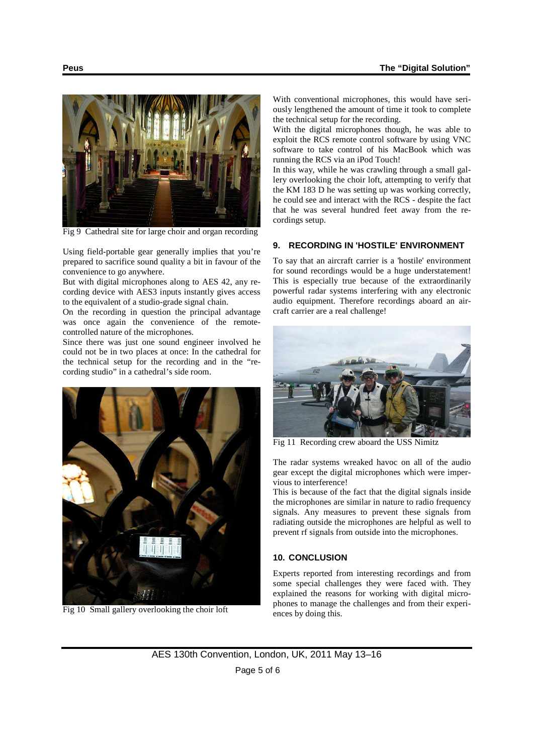Fig 9 Cathedral site for large choir and organ recording

Using field-portable gear generally implies that you're prepared to sacrifice sound quality a bit in favour of the convenience to go anywhere.

But with digital microphones along to AES 42, any recording device with AES3 inputs instantly gives access to the equivalent of a studio-grade signal chain.

On the recording in question the principal advantage was once again the convenience of the remote-controlled nature of the microphones.

Since there was just one sound engineer involved he could not be in two places at once: In the cathedral for the technical setup for the recording and in the "recording studio" in a cathedral's side room.

Fig 10 Small gallery overlooking the choir loft

With conventional microphones, this would have seriously lengthened the amount of time it took to complete the technical setup for the recording.

With the digital microphones though, he was able to exploit the RCS remote control software by using VNC software to take control of his MacBook which was running the RCS via an iPod Touch!

In this way, while he was crawling through a small gallery overlooking the choir loft, attempting to verify that the KM 183 D he was setting up was working correctly, he could see and interact with the RCS - despite the fact that he was several hundred feet away from the recordings setup.

## 9. RECORDING IN 'HOSTILE' ENVIRONMENT

To say that an aircraft carrier is a 'hostile' environment for sound recordings would be a huge understatement! This is especially true because of the extraordinarily powerful radar systems interfering with any electronic audio equipment. Therefore recordings aboard an aircraft carrier are a real challenge!

Fig 11 Recording crew aboard the USS Nimitz

The radar systems wreaked havoc on all of the audio gear except the digital microphones which were impervious to interference!

This is because of the fact that the digital signals inside the microphones are similar in nature to radio frequency signals. Any measures to prevent these signals from radiating outside the microphones are helpful as well to prevent rf signals from outside into the microphones.

## 10. CONCLUSION

Experts reported from interesting recordings and from some special challenges they were faced with. They explained the reasons for working with digital microphones to manage the challenges and from their experiences by doing this.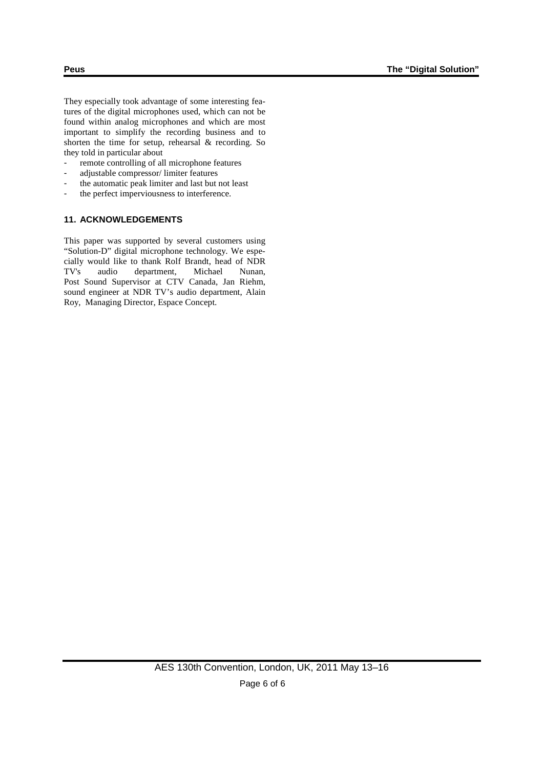They especially took advantage of some interesting features of the digital microphones used, which can not be found within analog microphones and which are most important to simplify the recording business and to shorten the time for setup, rehearsal & recording. So they told in particular about

- remote controlling of all microphone features
- adjustable compressor/ limiter features
- the automatic peak limiter and last but not least
- the perfect imperviousness to interference.

## 11. ACKNOWLEDGEMENTS

This paper was supported by several customers using "Solution-D" digital microphone technology. We especially would like to thank Rolf Brandt, head of NDR TV's audio department, Michael Nunan, Post Sound Supervisor at CTV Canada, Jan Riehm, sound engineer at NDR TV's audio department, Alain Roy, Managing Director, Espace Concept.